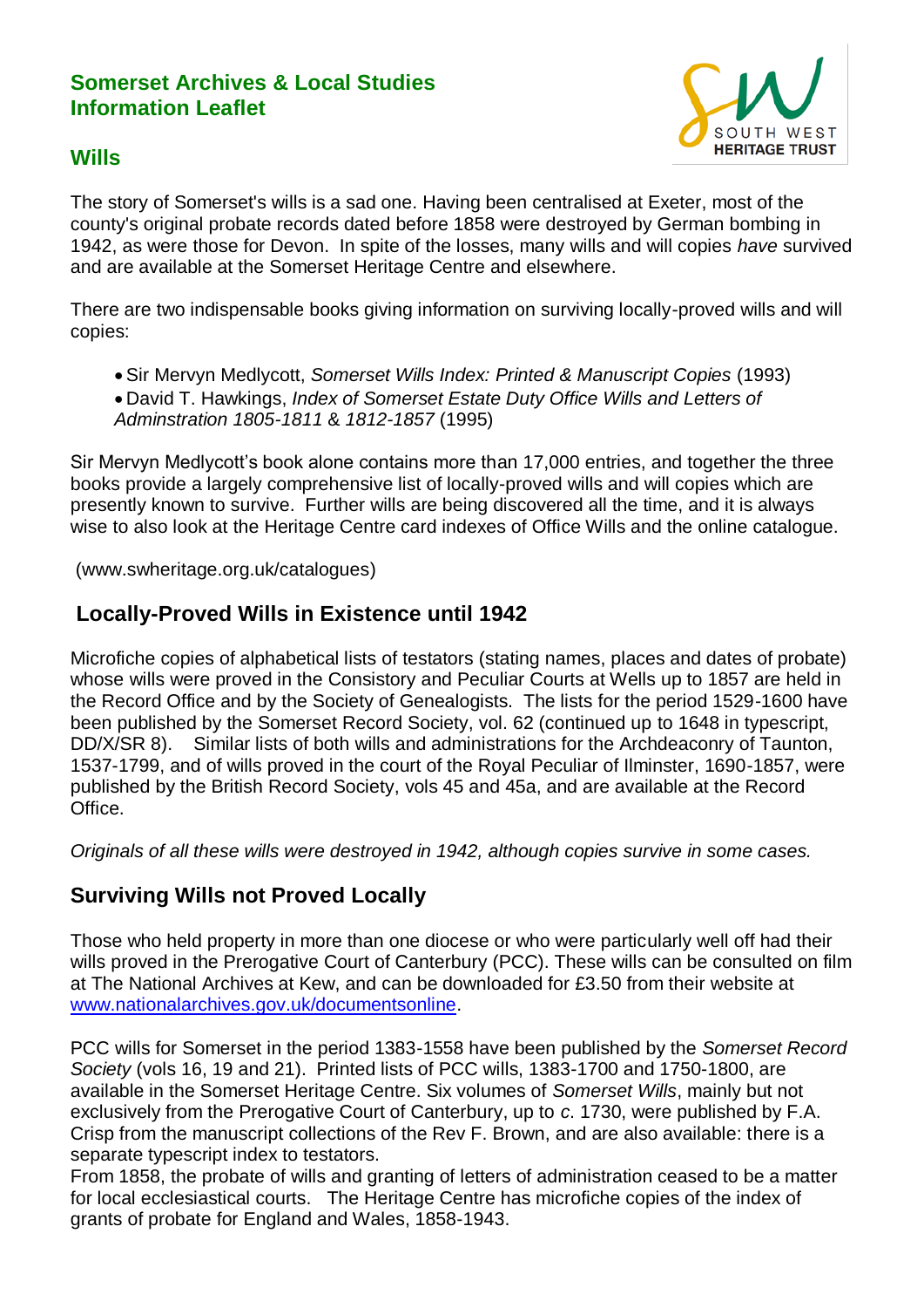# Somerset Archives & Local Studies Information Leaflet

## Wills

The story of Somerset's wills is a sad one. Having been centralised at Exeter, most of the county's original probate records dated before 1858 were destroyed by German bombing in 1942, as were those for Devon. In spite of the losses, many wills and will copies *have* survived and are available at the Somerset Heritage Centre and elsewhere.

There are two indispensable books giving information on surviving locally-proved wills and will copies:

- Sir Mervyn Medlycott, *Somerset Wills Index: Printed & Manuscript Copies* (1993)
- David T. Hawkings, *Index of Somerset Estate Duty Office Wills and Letters of Adminstration 1805-1811* & *1812-1857* (1995)

Sir Mervyn Medlycott's book alone contains more than 17,000 entries, and together the three books provide a largely comprehensive list of locally-proved wills and will copies which are presently known to survive. Further wills are being discovered all the time, and it is always wise to also look at the Heritage Centre card indexes of Office Wills and the online catalogue.

(www.swheritage.org.uk/catalogues)

## Locally-Proved Wills in Existence until 1942

Microfiche copies of alphabetical lists of testators (stating names, places and dates of probate) whose wills were proved in the Consistory and Peculiar Courts at Wells up to 1857 are held in the Record Office and by the Society of Genealogists. The lists for the period 1529-1600 have been published by the Somerset Record Society, vol. 62 (continued up to 1648 in typescript, DD/X/SR 8). Similar lists of both wills and administrations for the Archdeaconry of Taunton, 1537-1799, and of wills proved in the court of the Royal Peculiar of Ilminster, 1690-1857, were published by the British Record Society, vols 45 and 45a, and are available at the Record Office.

*Originals of all these wills were destroyed in 1942, although copies survive in some cases.*

## Surviving Wills not Proved Locally

Those who held property in more than one diocese or who were particularly well off had their wills proved in the Prerogative Court of Canterbury (PCC). These wills can be consulted on film at The National Archives at Kew, and can be downloaded for £3.50 from their website at www.nationalarchives.gov.uk/documentsonline.

PCC wills for Somerset in the period 1383-1558 have been published by the *Somerset Record Society* (vols 16, 19 and 21). Printed lists of PCC wills, 1383-1700 and 1750-1800, are available in the Somerset Heritage Centre. Six volumes of *Somerset Wills*, mainly but not exclusively from the Prerogative Court of Canterbury, up to *c.* 1730, were published by F.A. Crisp from the manuscript collections of the Rev F. Brown, and are also available: there is a separate typescript index to testators.

From 1858, the probate of wills and granting of letters of administration ceased to be a matter for local ecclesiastical courts. The Heritage Centre has microfiche copies of the index of grants of probate for England and Wales, 1858-1943.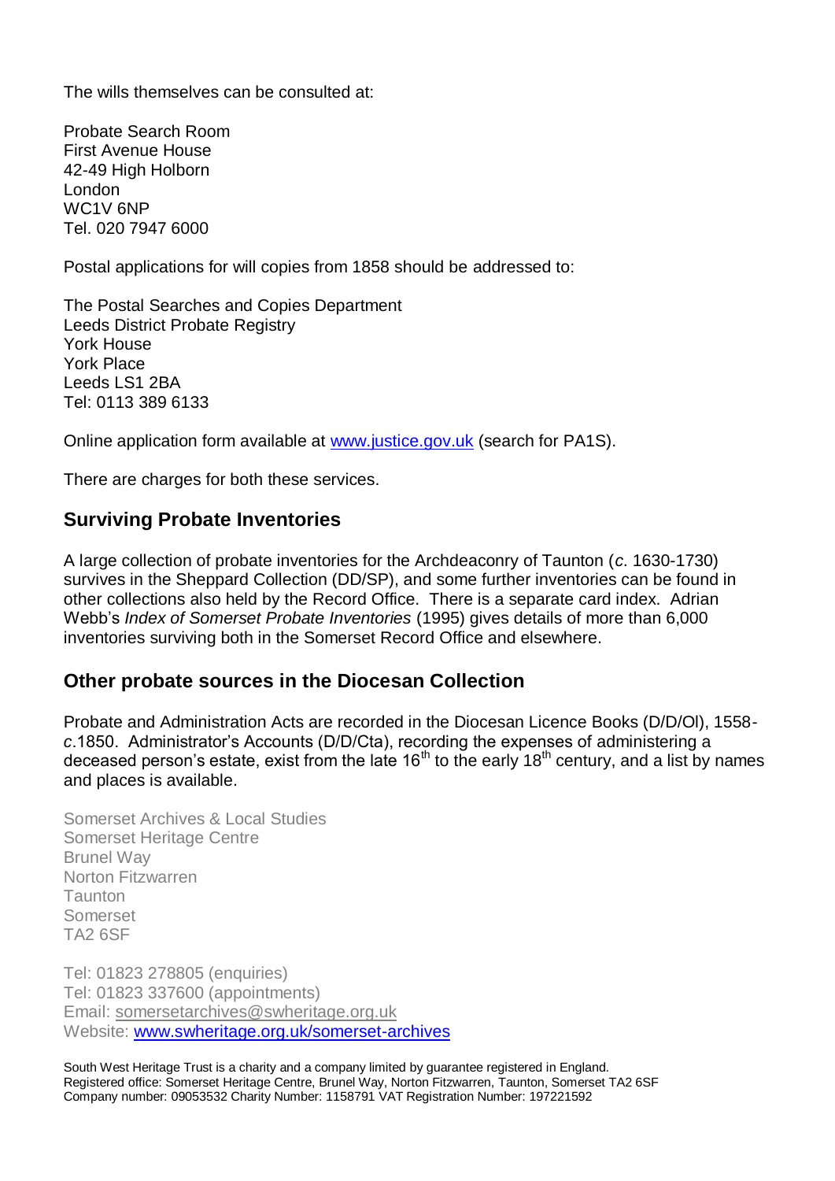The wills themselves can be consulted at:

Probate Search Room  
First Avenue House  
42-49 High Holborn  
London  
WC1V 6NP  
Tel. 020 7947 6000

Postal applications for will copies from 1858 should be addressed to:

The Postal Searches and Copies Department  
Leeds District Probate Registry  
York House  
York Place  
Leeds LS1 2BA  
Tel: 0113 389 6133

Online application form available at [www.justice.gov.uk](http://www.justice.gov.uk) (search for PA1S).

There are charges for both these services.

## Surviving Probate Inventories

A large collection of probate inventories for the Archdeaconry of Taunton (*c*. 1630-1730) survives in the Sheppard Collection (DD/SP), and some further inventories can be found in other collections also held by the Record Office. There is a separate card index. Adrian Webb's *Index of Somerset Probate Inventories* (1995) gives details of more than 6,000 inventories surviving both in the Somerset Record Office and elsewhere.

## Other probate sources in the Diocesan Collection

Probate and Administration Acts are recorded in the Diocesan Licence Books (D/D/Ol), 1558-*c*.1850. Administrator's Accounts (D/D/Cta), recording the expenses of administering a deceased person's estate, exist from the late 16th to the early 18th century, and a list by names and places is available.

Somerset Archives & Local Studies  
Somerset Heritage Centre  
Brunel Way  
Norton Fitzwarren  
Taunton  
Somerset  
TA2 6SF

Tel: 01823 278805 (enquiries)  
Tel: 01823 337600 (appointments)  
Email: somersetarchives@swheritage.org.uk  
Website: [www.swheritage.org.uk/somerset-archives](http://www.swheritage.org.uk/somerset-archives)

South West Heritage Trust is a charity and a company limited by guarantee registered in England.  
Registered office: Somerset Heritage Centre, Brunel Way, Norton Fitzwarren, Taunton, Somerset TA2 6SF  
Company number: 09053532 Charity Number: 1158791 VAT Registration Number: 197221592